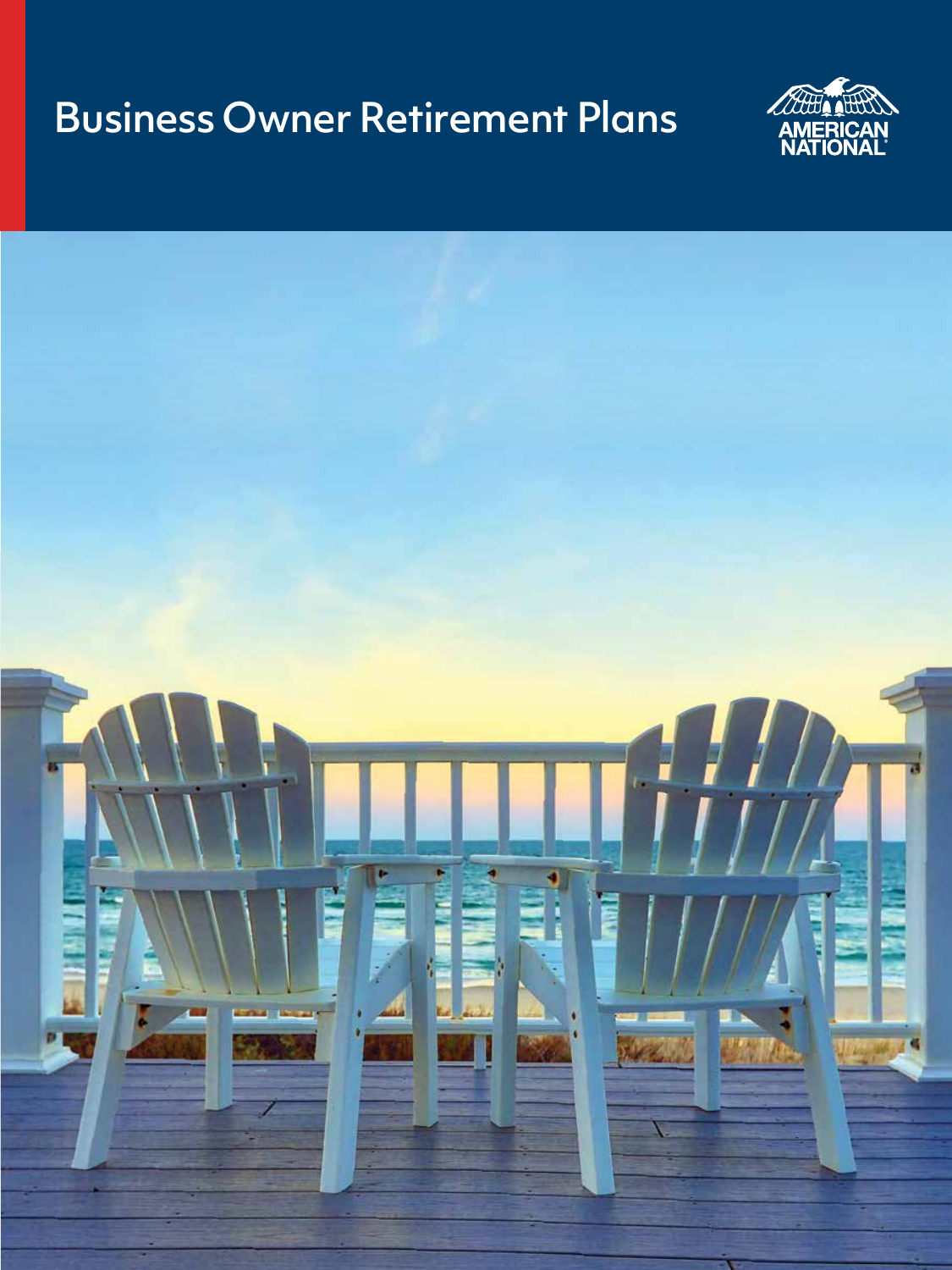# Business Owner Retirement Plans

AMERICAN NATIONAL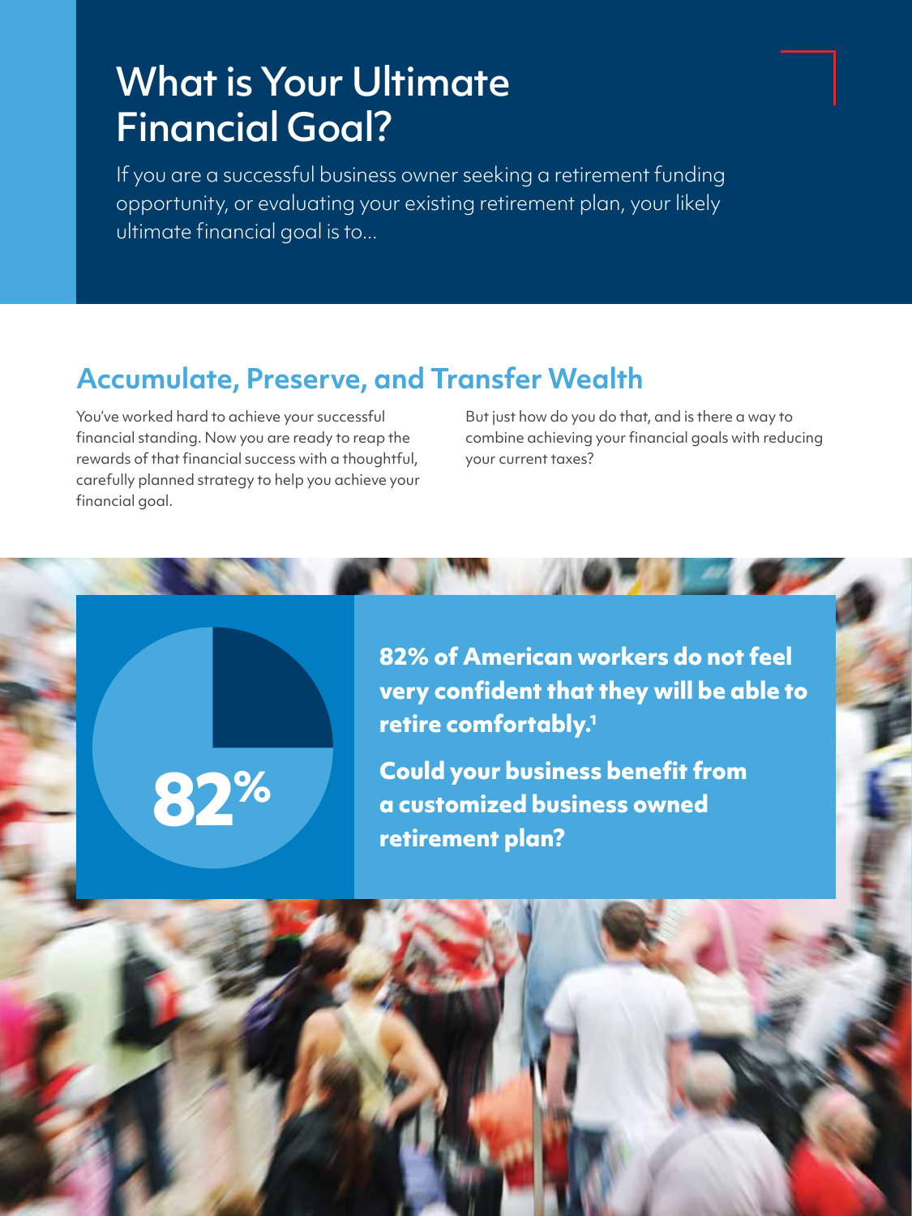# What is Your Ultimate Financial Goal?

If you are a successful business owner seeking a retirement funding opportunity, or evaluating your existing retirement plan, your likely ultimate financial goal is to...

## Accumulate, Preserve, and Transfer Wealth

You've worked hard to achieve your successful financial standing. Now you are ready to reap the rewards of that financial success with a thoughtful, carefully planned strategy to help you achieve your financial goal.

But just how do you do that, and is there a way to combine achieving your financial goals with reducing your current taxes?

**82%**

**82% of American workers do not feel very confident that they will be able to retire comfortably.[1]**

**Could your business benefit from a customized business owned retirement plan?**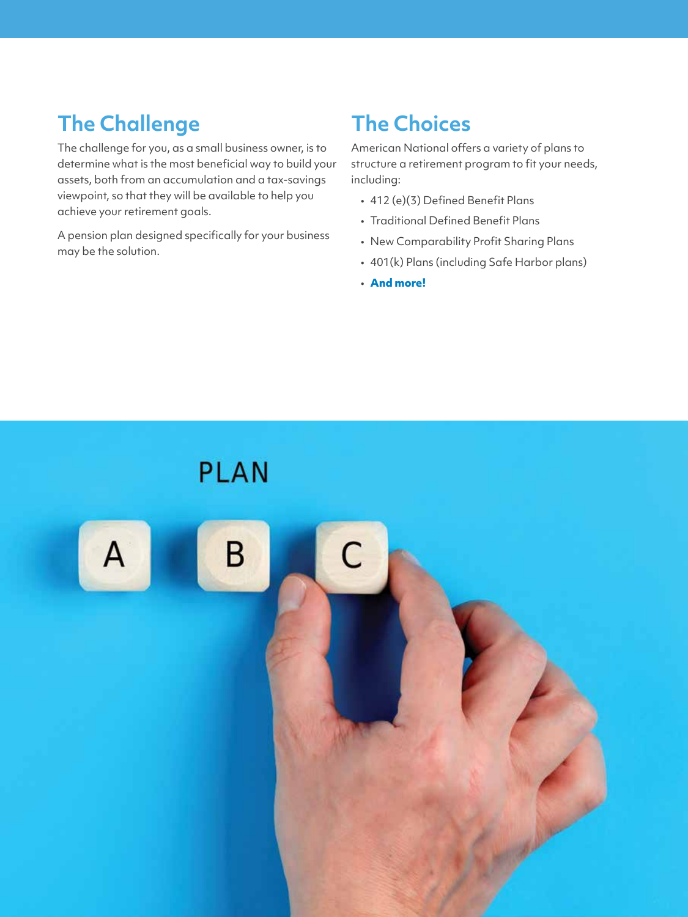## The Challenge

The challenge for you, as a small business owner, is to determine what is the most beneficial way to build your assets, both from an accumulation and a tax-savings viewpoint, so that they will be available to help you achieve your retirement goals.

A pension plan designed specifically for your business may be the solution.

## The Choices

American National offers a variety of plans to structure a retirement program to fit your needs, including:

- 412 (e)(3) Defined Benefit Plans
- Traditional Defined Benefit Plans
- New Comparability Profit Sharing Plans
- 401(k) Plans (including Safe Harbor plans)
- **And more!**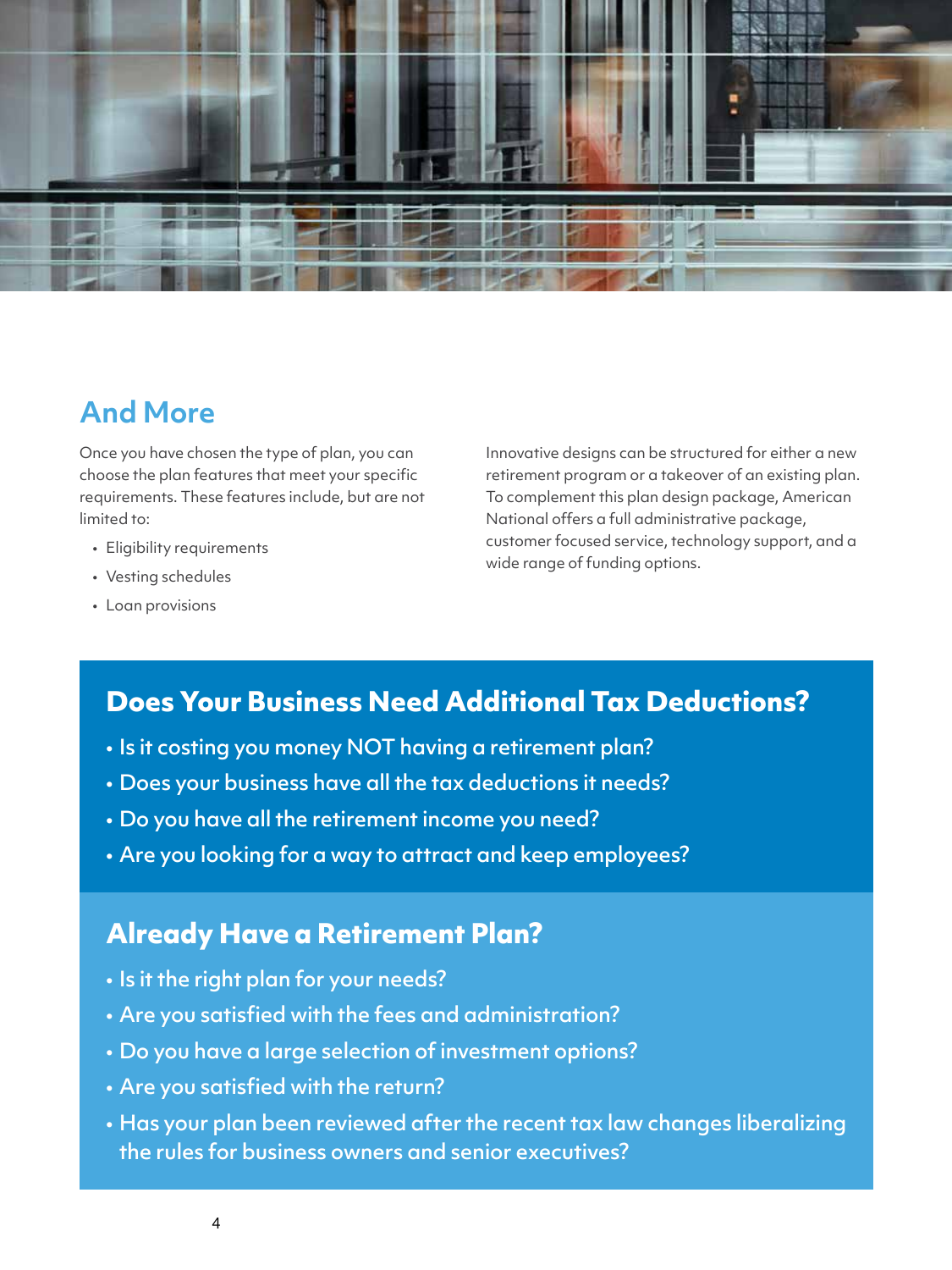## And More

Once you have chosen the type of plan, you can choose the plan features that meet your specific requirements. These features include, but are not limited to:

- Eligibility requirements
- Vesting schedules
- Loan provisions

Innovative designs can be structured for either a new retirement program or a takeover of an existing plan. To complement this plan design package, American National offers a full administrative package, customer focused service, technology support, and a wide range of funding options.

## Does Your Business Need Additional Tax Deductions?

- Is it costing you money NOT having a retirement plan?
- Does your business have all the tax deductions it needs?
- Do you have all the retirement income you need?
- Are you looking for a way to attract and keep employees?

## Already Have a Retirement Plan?

- Is it the right plan for your needs?
- Are you satisfied with the fees and administration?
- Do you have a large selection of investment options?
- Are you satisfied with the return?
- Has your plan been reviewed after the recent tax law changes liberalizing the rules for business owners and senior executives?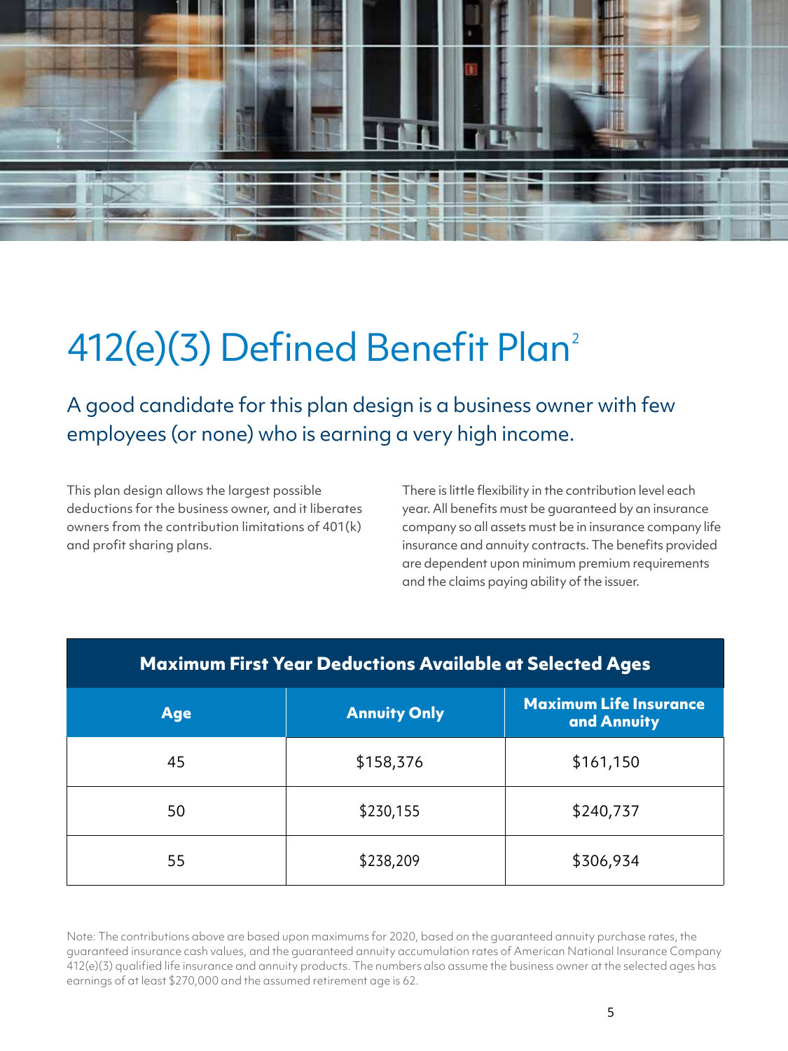# 412(e)(3) Defined Benefit Plan[2]

## A good candidate for this plan design is a business owner with few employees (or none) who is earning a very high income.

This plan design allows the largest possible deductions for the business owner, and it liberates owners from the contribution limitations of 401(k) and profit sharing plans.

There is little flexibility in the contribution level each year. All benefits must be guaranteed by an insurance company so all assets must be in insurance company life insurance and annuity contracts. The benefits provided are dependent upon minimum premium requirements and the claims paying ability of the issuer.

| Maximum First Year Deductions Available at Selected Ages | | |
|---|---|---|
| **Age** | **Annuity Only** | **Maximum Life Insurance and Annuity** |
| 45 | $158,376 | $161,150 |
| 50 | $230,155 | $240,737 |
| 55 | $238,209 | $306,934 |

Note: The contributions above are based upon maximums for 2020, based on the guaranteed annuity purchase rates, the guaranteed insurance cash values, and the guaranteed annuity accumulation rates of American National Insurance Company 412(e)(3) qualified life insurance and annuity products. The numbers also assume the business owner at the selected ages has earnings of at least $270,000 and the assumed retirement age is 62.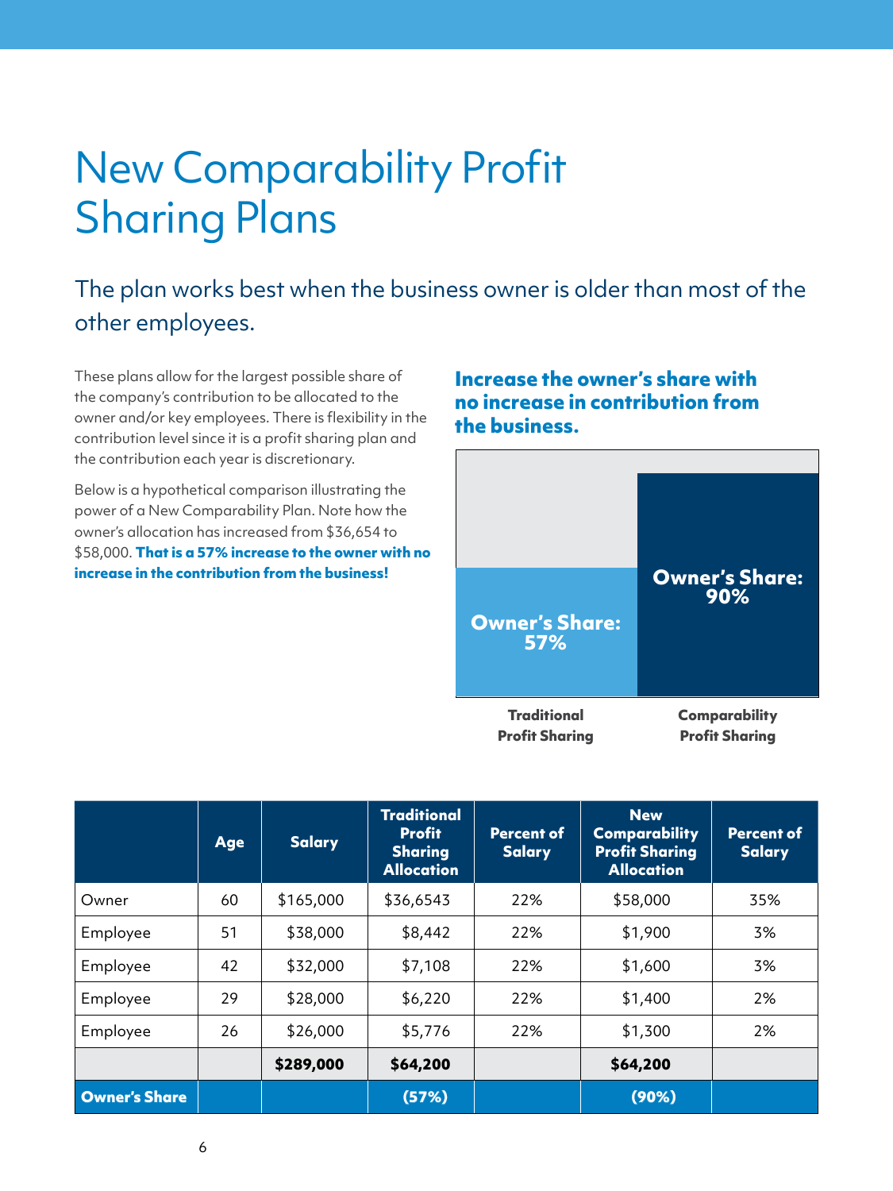# New Comparability Profit Sharing Plans

## The plan works best when the business owner is older than most of the other employees.

These plans allow for the largest possible share of the company's contribution to be allocated to the owner and/or key employees. There is flexibility in the contribution level since it is a profit sharing plan and the contribution each year is discretionary.

Below is a hypothetical comparison illustrating the power of a New Comparability Plan. Note how the owner's allocation has increased from $36,654 to $58,000. **That is a 57% increase to the owner with no increase in the contribution from the business!**

### Increase the owner's share with no increase in contribution from the business.

Owner's Share: 57%

Owner's Share: 90%

Traditional Profit Sharing

Comparability Profit Sharing

| | Age | Salary | Traditional Profit Sharing Allocation | Percent of Salary | New Comparability Profit Sharing Allocation | Percent of Salary |
|---|---|---|---|---|---|---|
| Owner | 60 | $165,000 | $36,6543 | 22% | $58,000 | 35% |
| Employee | 51 | $38,000 | $8,442 | 22% | $1,900 | 3% |
| Employee | 42 | $32,000 | $7,108 | 22% | $1,600 | 3% |
| Employee | 29 | $28,000 | $6,220 | 22% | $1,400 | 2% |
| Employee | 26 | $26,000 | $5,776 | 22% | $1,300 | 2% |
| | | **$289,000** | **$64,200** | | **$64,200** | |
| **Owner's Share** | | | **(57%)** | | **(90%)** | |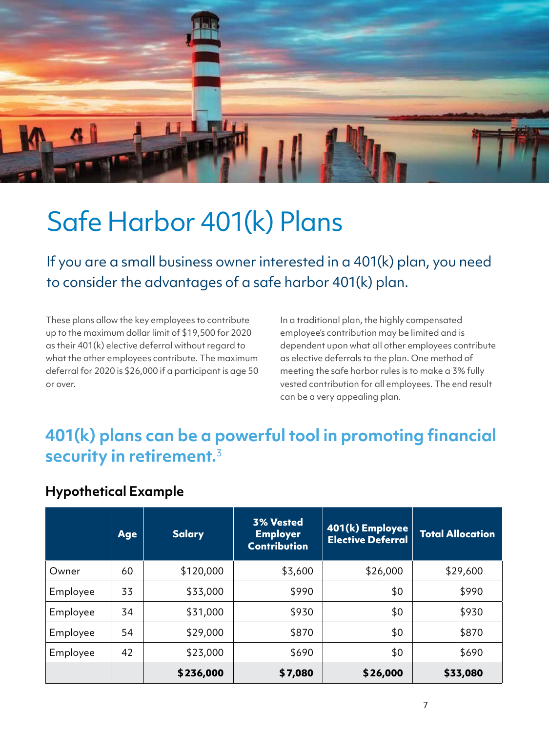# Safe Harbor 401(k) Plans

## If you are a small business owner interested in a 401(k) plan, you need to consider the advantages of a safe harbor 401(k) plan.

These plans allow the key employees to contribute up to the maximum dollar limit of $19,500 for 2020 as their 401(k) elective deferral without regard to what the other employees contribute. The maximum deferral for 2020 is $26,000 if a participant is age 50 or over.

In a traditional plan, the highly compensated employee's contribution may be limited and is dependent upon what all other employees contribute as elective deferrals to the plan. One method of meeting the safe harbor rules is to make a 3% fully vested contribution for all employees. The end result can be a very appealing plan.

## 401(k) plans can be a powerful tool in promoting financial security in retirement.[3]

### Hypothetical Example

| | Age | Salary | 3% Vested Employer Contribution | 401(k) Employee Elective Deferral | Total Allocation |
|---|---|---|---|---|---|
| Owner | 60 | $120,000 | $3,600 | $26,000 | $29,600 |
| Employee | 33 | $33,000 | $990 | $0 | $990 |
| Employee | 34 | $31,000 | $930 | $0 | $930 |
| Employee | 54 | $29,000 | $870 | $0 | $870 |
| Employee | 42 | $23,000 | $690 | $0 | $690 |
| | | **$236,000** | **$7,080** | **$26,000** | **$33,080** |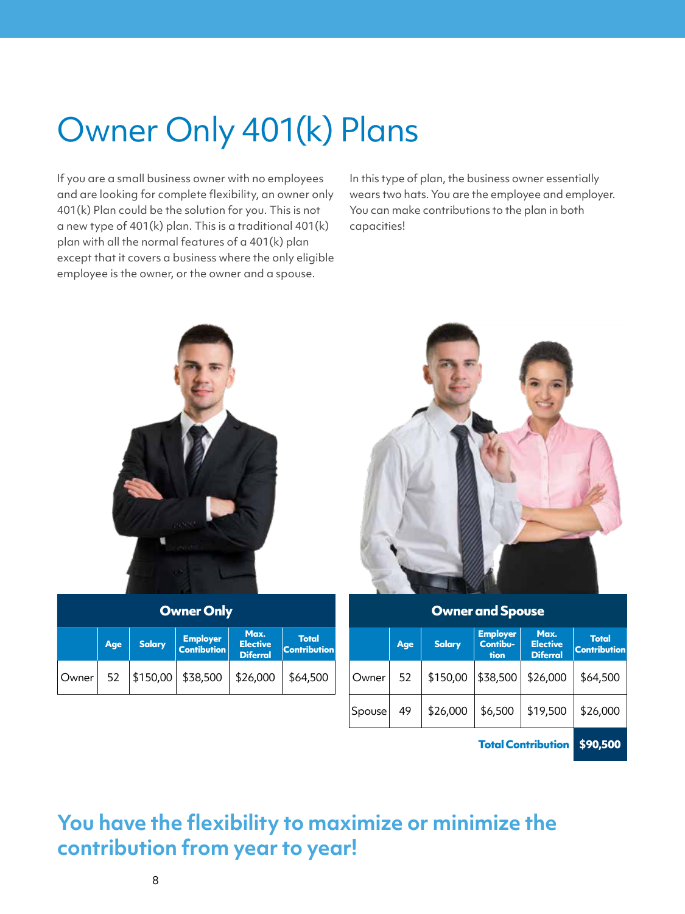# Owner Only 401(k) Plans

If you are a small business owner with no employees and are looking for complete flexibility, an owner only 401(k) Plan could be the solution for you. This is not a new type of 401(k) plan. This is a traditional 401(k) plan with all the normal features of a 401(k) plan except that it covers a business where the only eligible employee is the owner, or the owner and a spouse.

In this type of plan, the business owner essentially wears two hats. You are the employee and employer. You can make contributions to the plan in both capacities!

**Owner Only**

| | Age | Salary | Employer Contibution | Max. Elective Diferral | Total Contribution |
|---|---|---|---|---|---|
| Owner | 52 | $150,00 | $38,500 | $26,000 | $64,500 |

**Owner and Spouse**

| | Age | Salary | Employer Contibu-tion | Max. Elective Diferral | Total Contribution |
|---|---|---|---|---|---|
| Owner | 52 | $150,00 | $38,500 | $26,000 | $64,500 |
| Spouse | 49 | $26,000 | $6,500 | $19,500 | $26,000 |
| | | | | **Total Contribution** | **$90,500** |

## You have the flexibility to maximize or minimize the contribution from year to year!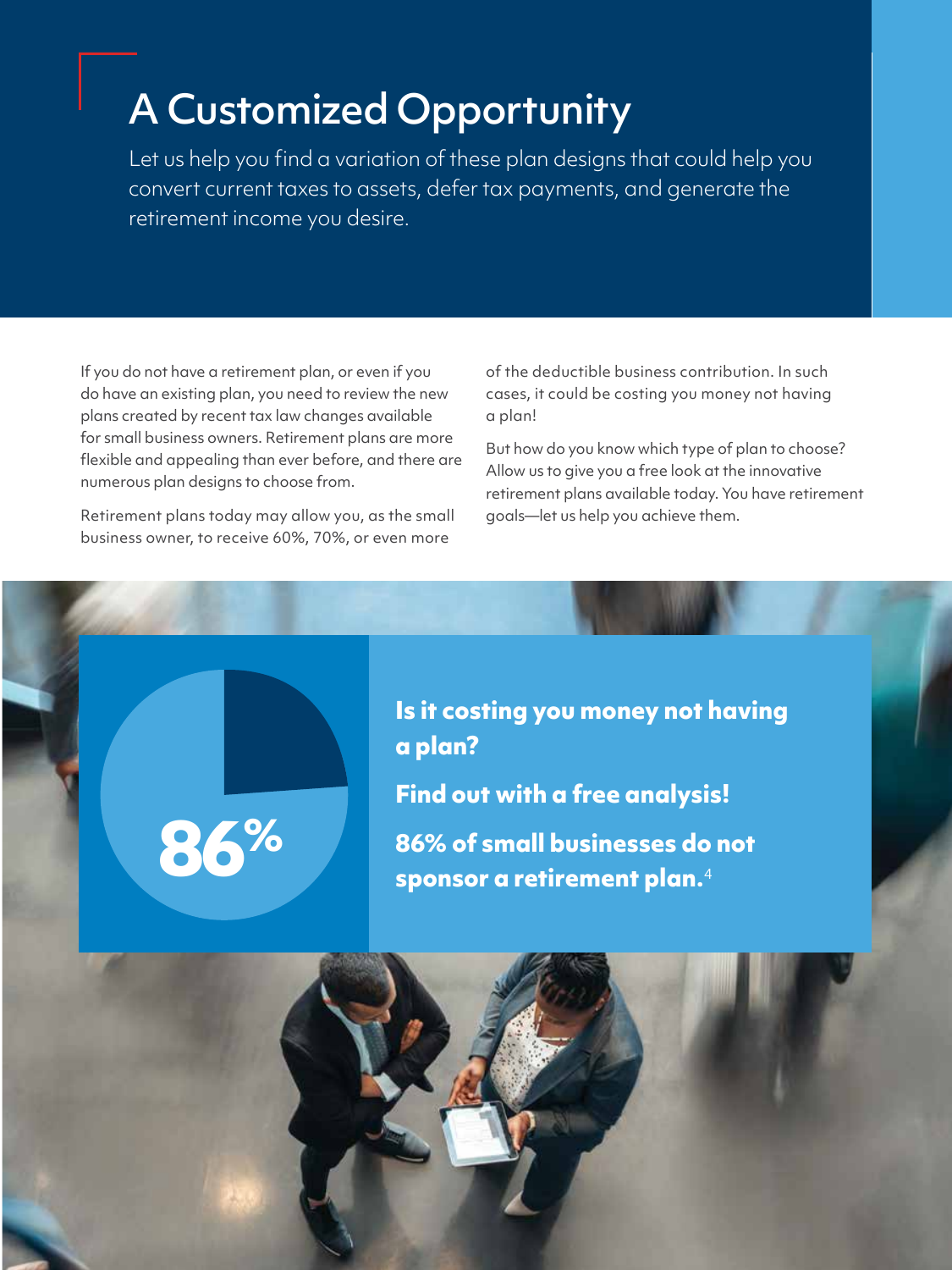# A Customized Opportunity

Let us help you find a variation of these plan designs that could help you convert current taxes to assets, defer tax payments, and generate the retirement income you desire.

If you do not have a retirement plan, or even if you do have an existing plan, you need to review the new plans created by recent tax law changes available for small business owners. Retirement plans are more flexible and appealing than ever before, and there are numerous plan designs to choose from.

Retirement plans today may allow you, as the small business owner, to receive 60%, 70%, or even more of the deductible business contribution. In such cases, it could be costing you money not having a plan!

But how do you know which type of plan to choose? Allow us to give you a free look at the innovative retirement plans available today. You have retirement goals—let us help you achieve them.

**86%**

**Is it costing you money not having a plan?**

**Find out with a free analysis!**

**86% of small businesses do not sponsor a retirement plan.**[4]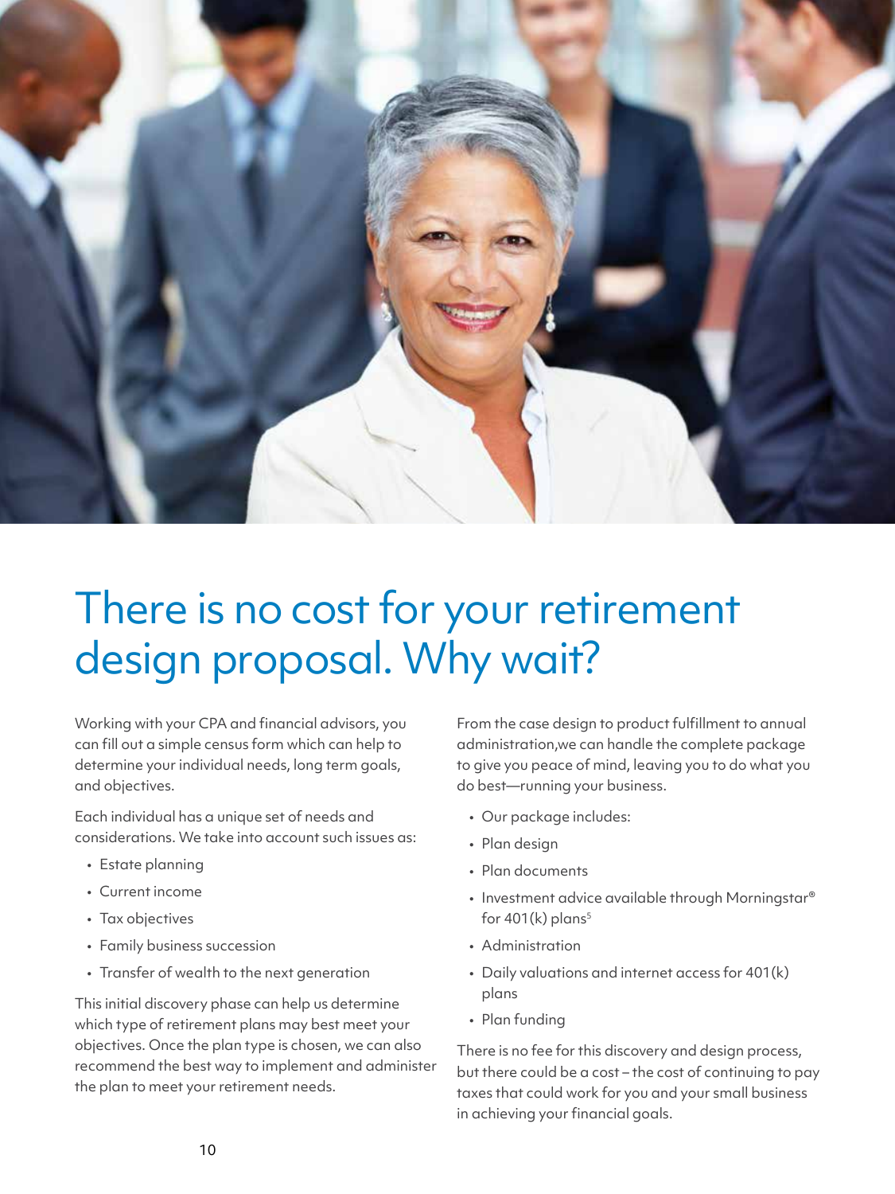# There is no cost for your retirement design proposal. Why wait?

Working with your CPA and financial advisors, you can fill out a simple census form which can help to determine your individual needs, long term goals, and objectives.

Each individual has a unique set of needs and considerations. We take into account such issues as:

- Estate planning
- Current income
- Tax objectives
- Family business succession
- Transfer of wealth to the next generation

This initial discovery phase can help us determine which type of retirement plans may best meet your objectives. Once the plan type is chosen, we can also recommend the best way to implement and administer the plan to meet your retirement needs.

From the case design to product fulfillment to annual administration,we can handle the complete package to give you peace of mind, leaving you to do what you do best—running your business.

- Our package includes:
- Plan design
- Plan documents
- Investment advice available through Morningstar® for 401(k) plans[5]
- Administration
- Daily valuations and internet access for 401(k) plans
- Plan funding

There is no fee for this discovery and design process, but there could be a cost – the cost of continuing to pay taxes that could work for you and your small business in achieving your financial goals.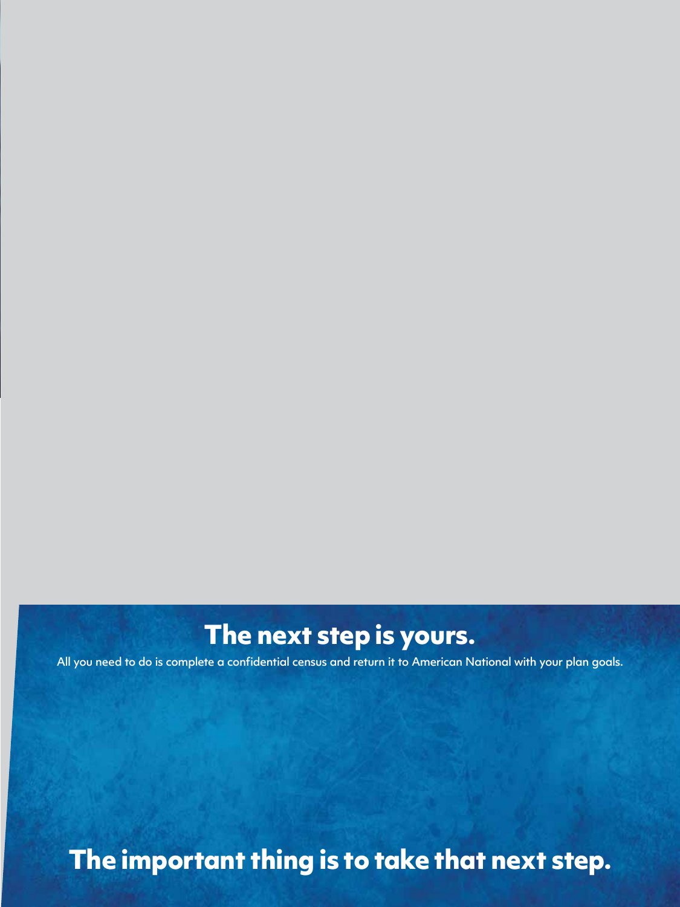## The next step is yours.

All you need to do is complete a confidential census and return it to American National with your plan goals.

## The important thing is to take that next step.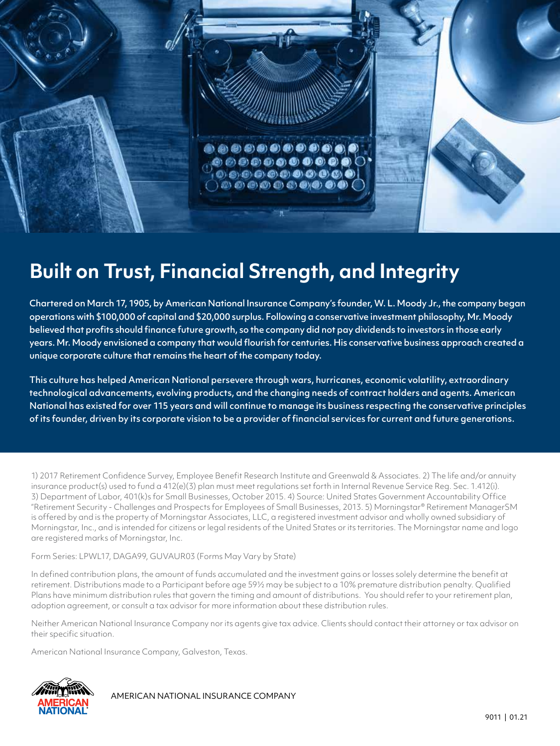# Built on Trust, Financial Strength, and Integrity

**Chartered on March 17, 1905, by American National Insurance Company's founder, W. L. Moody Jr., the company began operations with $100,000 of capital and $20,000 surplus. Following a conservative investment philosophy, Mr. Moody believed that profits should finance future growth, so the company did not pay dividends to investors in those early years. Mr. Moody envisioned a company that would flourish for centuries. His conservative business approach created a unique corporate culture that remains the heart of the company today.**

**This culture has helped American National persevere through wars, hurricanes, economic volatility, extraordinary technological advancements, evolving products, and the changing needs of contract holders and agents. American National has existed for over 115 years and will continue to manage its business respecting the conservative principles of its founder, driven by its corporate vision to be a provider of financial services for current and future generations.**

1) 2017 Retirement Confidence Survey, Employee Benefit Research Institute and Greenwald & Associates. 2) The life and/or annuity insurance product(s) used to fund a 412(e)(3) plan must meet regulations set forth in Internal Revenue Service Reg. Sec. 1.412(i). 3) Department of Labor, 401(k)s for Small Businesses, October 2015. 4) Source: United States Government Accountability Office "Retirement Security - Challenges and Prospects for Employees of Small Businesses, 2013. 5) Morningstar® Retirement ManagerSM is offered by and is the property of Morningstar Associates, LLC, a registered investment advisor and wholly owned subsidiary of Morningstar, Inc., and is intended for citizens or legal residents of the United States or its territories. The Morningstar name and logo are registered marks of Morningstar, Inc.

Form Series: LPWL17, DAGA99, GUVAUR03 (Forms May Vary by State)

In defined contribution plans, the amount of funds accumulated and the investment gains or losses solely determine the benefit at retirement. Distributions made to a Participant before age 59½ may be subject to a 10% premature distribution penalty. Qualified Plans have minimum distribution rules that govern the timing and amount of distributions. You should refer to your retirement plan, adoption agreement, or consult a tax advisor for more information about these distribution rules.

Neither American National Insurance Company nor its agents give tax advice. Clients should contact their attorney or tax advisor on their specific situation.

American National Insurance Company, Galveston, Texas.

AMERICAN NATIONAL

AMERICAN NATIONAL INSURANCE COMPANY

9011 | 01.21